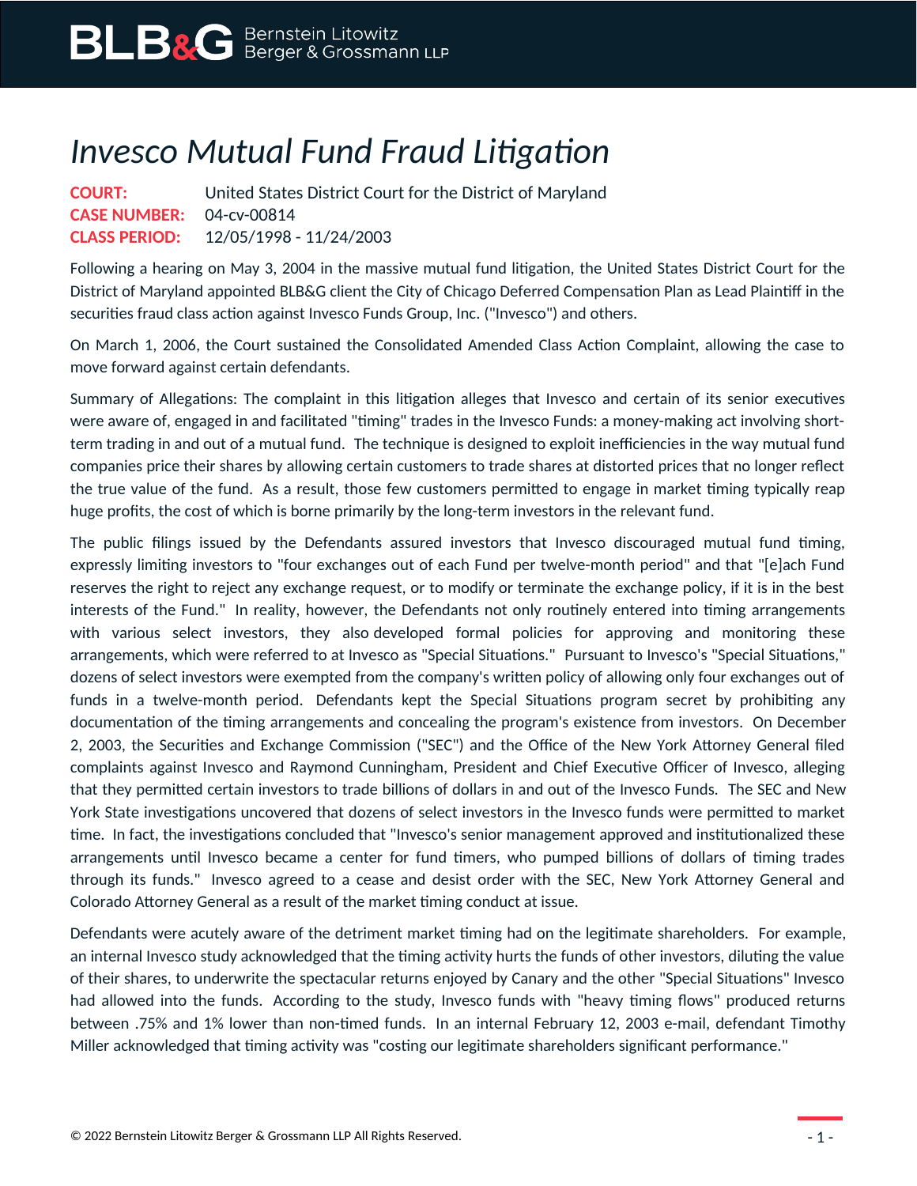# *Invesco Mutual Fund Fraud Litigation*

**COURT:** United States District Court for the District of Maryland
**CASE NUMBER:** 04-cv-00814
**CLASS PERIOD:** 12/05/1998 - 11/24/2003

Following a hearing on May 3, 2004 in the massive mutual fund litigation, the United States District Court for the District of Maryland appointed BLB&G client the City of Chicago Deferred Compensation Plan as Lead Plaintiff in the securities fraud class action against Invesco Funds Group, Inc. ("Invesco") and others.

On March 1, 2006, the Court sustained the Consolidated Amended Class Action Complaint, allowing the case to move forward against certain defendants.

Summary of Allegations: The complaint in this litigation alleges that Invesco and certain of its senior executives were aware of, engaged in and facilitated "timing" trades in the Invesco Funds: a money-making act involving short-term trading in and out of a mutual fund. The technique is designed to exploit inefficiencies in the way mutual fund companies price their shares by allowing certain customers to trade shares at distorted prices that no longer reflect the true value of the fund. As a result, those few customers permitted to engage in market timing typically reap huge profits, the cost of which is borne primarily by the long-term investors in the relevant fund.

The public filings issued by the Defendants assured investors that Invesco discouraged mutual fund timing, expressly limiting investors to "four exchanges out of each Fund per twelve-month period" and that "[e]ach Fund reserves the right to reject any exchange request, or to modify or terminate the exchange policy, if it is in the best interests of the Fund." In reality, however, the Defendants not only routinely entered into timing arrangements with various select investors, they also developed formal policies for approving and monitoring these arrangements, which were referred to at Invesco as "Special Situations." Pursuant to Invesco's "Special Situations," dozens of select investors were exempted from the company's written policy of allowing only four exchanges out of funds in a twelve-month period. Defendants kept the Special Situations program secret by prohibiting any documentation of the timing arrangements and concealing the program's existence from investors. On December 2, 2003, the Securities and Exchange Commission ("SEC") and the Office of the New York Attorney General filed complaints against Invesco and Raymond Cunningham, President and Chief Executive Officer of Invesco, alleging that they permitted certain investors to trade billions of dollars in and out of the Invesco Funds. The SEC and New York State investigations uncovered that dozens of select investors in the Invesco funds were permitted to market time. In fact, the investigations concluded that "Invesco's senior management approved and institutionalized these arrangements until Invesco became a center for fund timers, who pumped billions of dollars of timing trades through its funds." Invesco agreed to a cease and desist order with the SEC, New York Attorney General and Colorado Attorney General as a result of the market timing conduct at issue.

Defendants were acutely aware of the detriment market timing had on the legitimate shareholders. For example, an internal Invesco study acknowledged that the timing activity hurts the funds of other investors, diluting the value of their shares, to underwrite the spectacular returns enjoyed by Canary and the other "Special Situations" Invesco had allowed into the funds. According to the study, Invesco funds with "heavy timing flows" produced returns between .75% and 1% lower than non-timed funds. In an internal February 12, 2003 e-mail, defendant Timothy Miller acknowledged that timing activity was "costing our legitimate shareholders significant performance."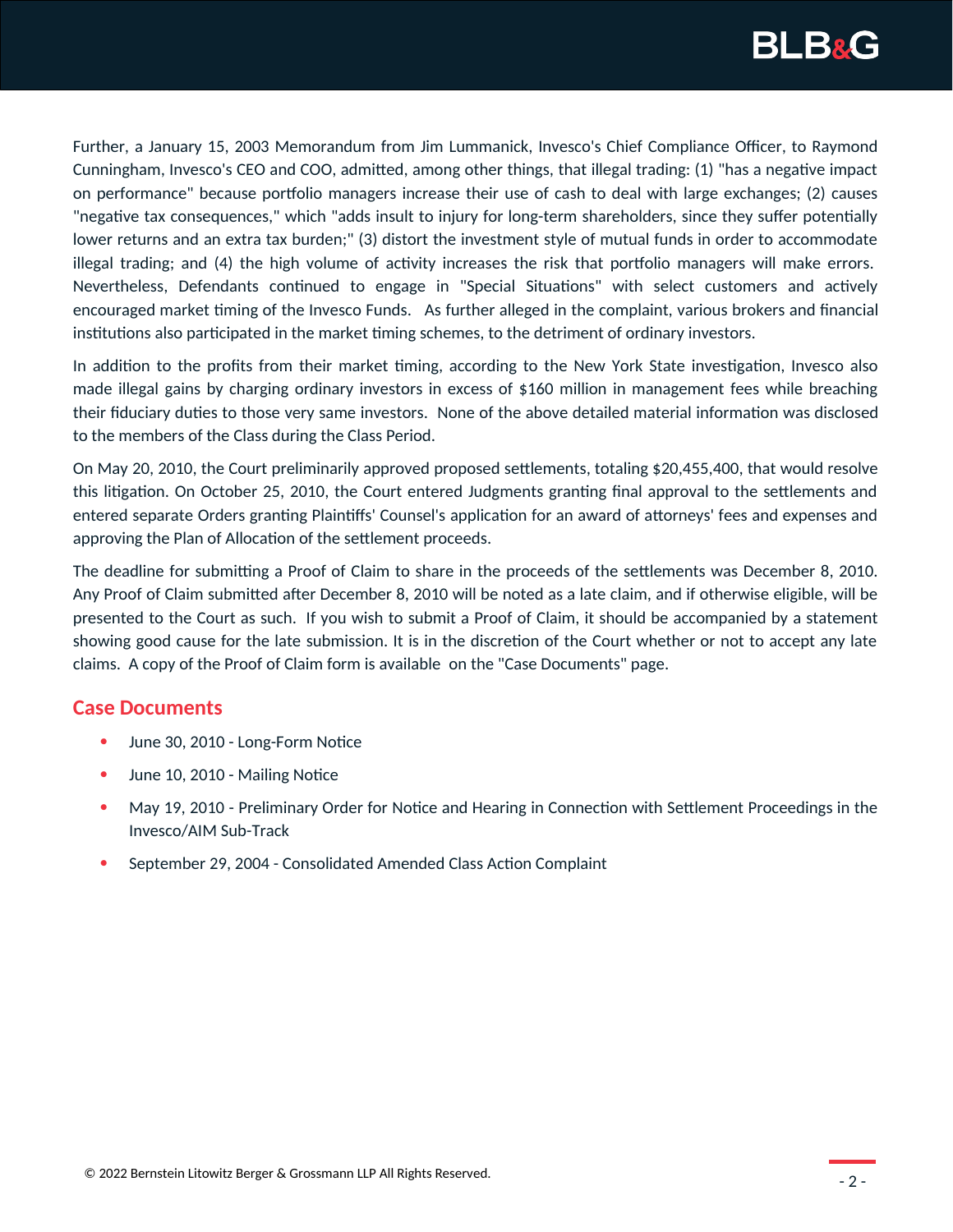Further, a January 15, 2003 Memorandum from Jim Lummanick, Invesco's Chief Compliance Officer, to Raymond Cunningham, Invesco's CEO and COO, admitted, among other things, that illegal trading: (1) "has a negative impact on performance" because portfolio managers increase their use of cash to deal with large exchanges; (2) causes "negative tax consequences," which "adds insult to injury for long-term shareholders, since they suffer potentially lower returns and an extra tax burden;" (3) distort the investment style of mutual funds in order to accommodate illegal trading; and (4) the high volume of activity increases the risk that portfolio managers will make errors. Nevertheless, Defendants continued to engage in "Special Situations" with select customers and actively encouraged market timing of the Invesco Funds. As further alleged in the complaint, various brokers and financial institutions also participated in the market timing schemes, to the detriment of ordinary investors.

In addition to the profits from their market timing, according to the New York State investigation, Invesco also made illegal gains by charging ordinary investors in excess of $160 million in management fees while breaching their fiduciary duties to those very same investors. None of the above detailed material information was disclosed to the members of the Class during the Class Period.

On May 20, 2010, the Court preliminarily approved proposed settlements, totaling $20,455,400, that would resolve this litigation. On October 25, 2010, the Court entered Judgments granting final approval to the settlements and entered separate Orders granting Plaintiffs' Counsel's application for an award of attorneys' fees and expenses and approving the Plan of Allocation of the settlement proceeds.

The deadline for submitting a Proof of Claim to share in the proceeds of the settlements was December 8, 2010. Any Proof of Claim submitted after December 8, 2010 will be noted as a late claim, and if otherwise eligible, will be presented to the Court as such. If you wish to submit a Proof of Claim, it should be accompanied by a statement showing good cause for the late submission. It is in the discretion of the Court whether or not to accept any late claims. A copy of the Proof of Claim form is available on the "Case Documents" page.

## Case Documents

- June 30, 2010 - Long-Form Notice
- June 10, 2010 - Mailing Notice
- May 19, 2010 - Preliminary Order for Notice and Hearing in Connection with Settlement Proceedings in the Invesco/AIM Sub-Track
- September 29, 2004 - Consolidated Amended Class Action Complaint

© 2022 Bernstein Litowitz Berger & Grossmann LLP All Rights Reserved.